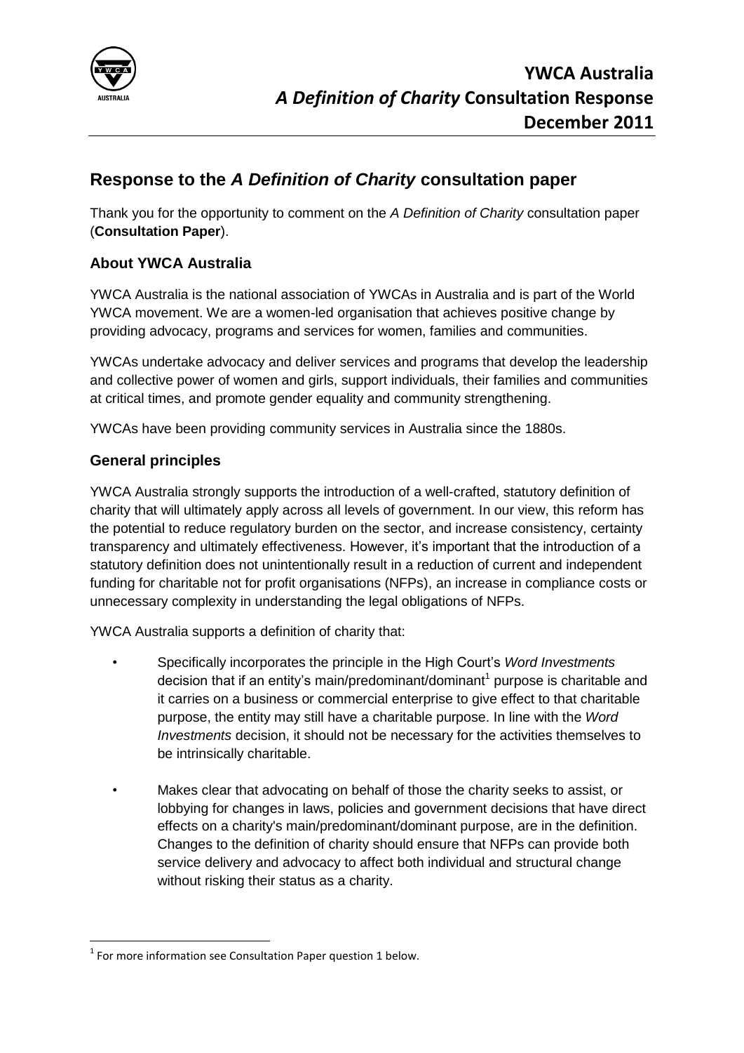# YWCA Australia
# *A Definition of Charity* Consultation Response
# December 2011

## Response to the *A Definition of Charity* consultation paper

Thank you for the opportunity to comment on the *A Definition of Charity* consultation paper (**Consultation Paper**).

### About YWCA Australia

YWCA Australia is the national association of YWCAs in Australia and is part of the World YWCA movement. We are a women-led organisation that achieves positive change by providing advocacy, programs and services for women, families and communities.

YWCAs undertake advocacy and deliver services and programs that develop the leadership and collective power of women and girls, support individuals, their families and communities at critical times, and promote gender equality and community strengthening.

YWCAs have been providing community services in Australia since the 1880s.

### General principles

YWCA Australia strongly supports the introduction of a well-crafted, statutory definition of charity that will ultimately apply across all levels of government. In our view, this reform has the potential to reduce regulatory burden on the sector, and increase consistency, certainty transparency and ultimately effectiveness. However, it's important that the introduction of a statutory definition does not unintentionally result in a reduction of current and independent funding for charitable not for profit organisations (NFPs), an increase in compliance costs or unnecessary complexity in understanding the legal obligations of NFPs.

YWCA Australia supports a definition of charity that:

- Specifically incorporates the principle in the High Court's *Word Investments* decision that if an entity's main/predominant/dominant[1] purpose is charitable and it carries on a business or commercial enterprise to give effect to that charitable purpose, the entity may still have a charitable purpose. In line with the *Word Investments* decision, it should not be necessary for the activities themselves to be intrinsically charitable.
- Makes clear that advocating on behalf of those the charity seeks to assist, or lobbying for changes in laws, policies and government decisions that have direct effects on a charity's main/predominant/dominant purpose, are in the definition. Changes to the definition of charity should ensure that NFPs can provide both service delivery and advocacy to affect both individual and structural change without risking their status as a charity.

[1] For more information see Consultation Paper question 1 below.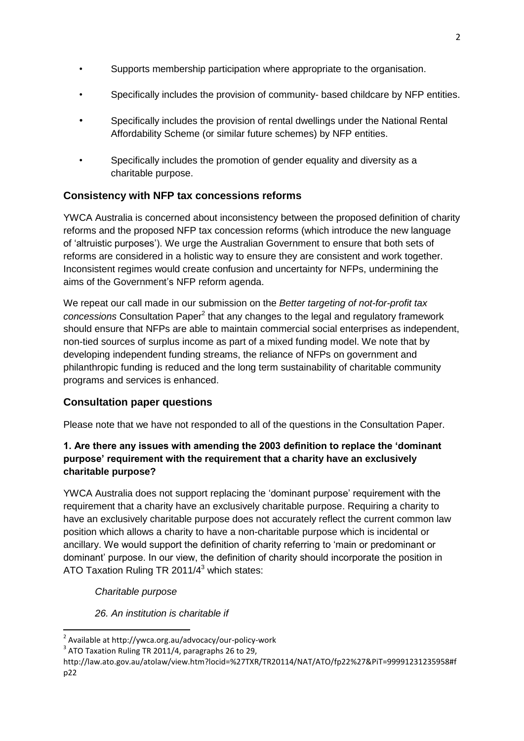- Supports membership participation where appropriate to the organisation.
- Specifically includes the provision of community- based childcare by NFP entities.
- Specifically includes the provision of rental dwellings under the National Rental Affordability Scheme (or similar future schemes) by NFP entities.
- Specifically includes the promotion of gender equality and diversity as a charitable purpose.

## Consistency with NFP tax concessions reforms

YWCA Australia is concerned about inconsistency between the proposed definition of charity reforms and the proposed NFP tax concession reforms (which introduce the new language of 'altruistic purposes'). We urge the Australian Government to ensure that both sets of reforms are considered in a holistic way to ensure they are consistent and work together. Inconsistent regimes would create confusion and uncertainty for NFPs, undermining the aims of the Government's NFP reform agenda.

We repeat our call made in our submission on the *Better targeting of not-for-profit tax concessions* Consultation Paper[2] that any changes to the legal and regulatory framework should ensure that NFPs are able to maintain commercial social enterprises as independent, non-tied sources of surplus income as part of a mixed funding model. We note that by developing independent funding streams, the reliance of NFPs on government and philanthropic funding is reduced and the long term sustainability of charitable community programs and services is enhanced.

## Consultation paper questions

Please note that we have not responded to all of the questions in the Consultation Paper.

### 1. Are there any issues with amending the 2003 definition to replace the 'dominant purpose' requirement with the requirement that a charity have an exclusively charitable purpose?

YWCA Australia does not support replacing the 'dominant purpose' requirement with the requirement that a charity have an exclusively charitable purpose. Requiring a charity to have an exclusively charitable purpose does not accurately reflect the current common law position which allows a charity to have a non-charitable purpose which is incidental or ancillary. We would support the definition of charity referring to 'main or predominant or dominant' purpose. In our view, the definition of charity should incorporate the position in ATO Taxation Ruling TR 2011/4[3] which states:

> *Charitable purpose*
>
> *26. An institution is charitable if*

---

[2] Available at http://ywca.org.au/advocacy/our-policy-work

[3] ATO Taxation Ruling TR 2011/4, paragraphs 26 to 29, http://law.ato.gov.au/atolaw/view.htm?locid=%27TXR/TR20114/NAT/ATO/fp22%27&PiT=99991231235958#fp22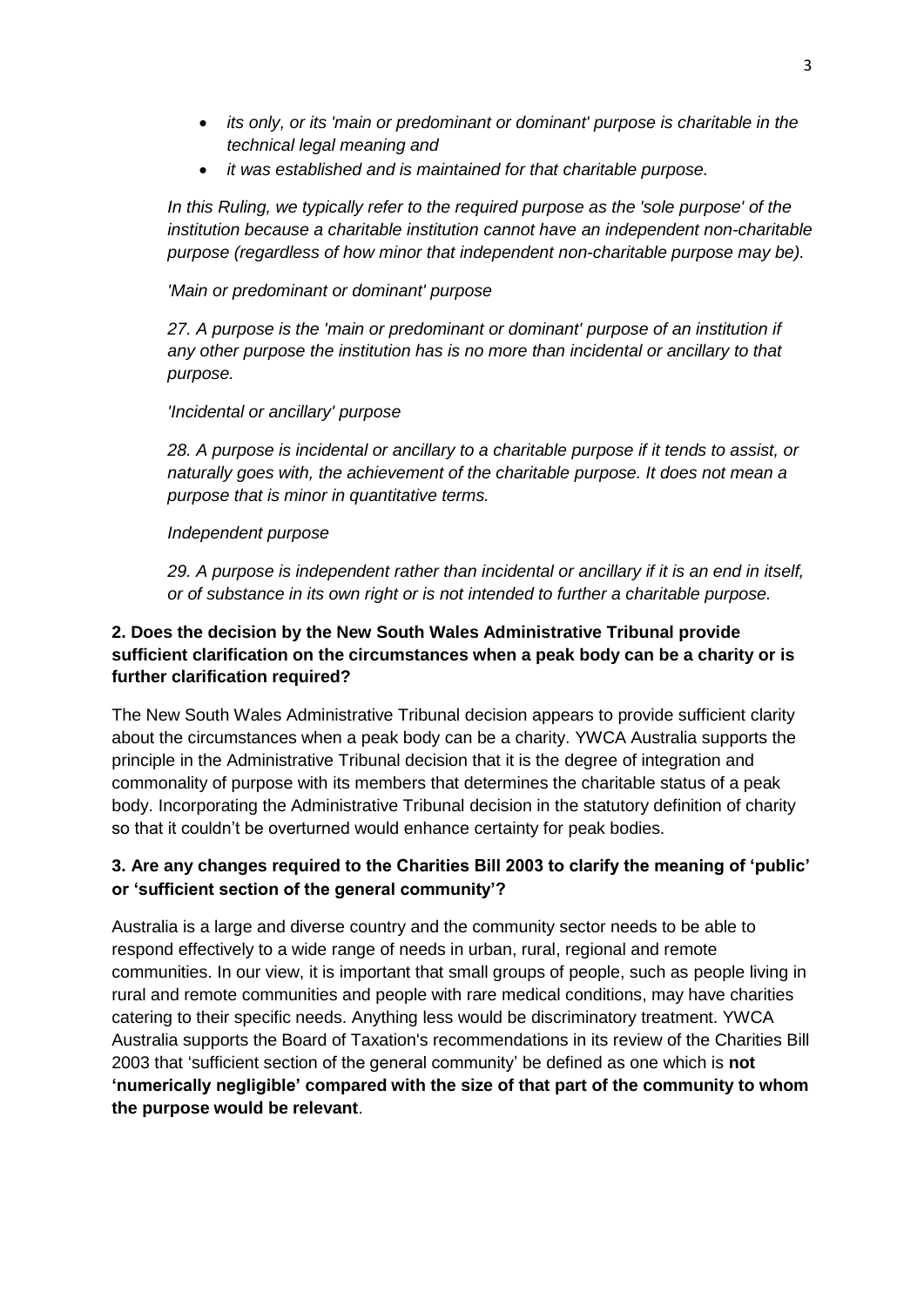- *its only, or its 'main or predominant or dominant' purpose is charitable in the technical legal meaning and*
- *it was established and is maintained for that charitable purpose.*

*In this Ruling, we typically refer to the required purpose as the 'sole purpose' of the institution because a charitable institution cannot have an independent non-charitable purpose (regardless of how minor that independent non-charitable purpose may be).*

*'Main or predominant or dominant' purpose*

*27. A purpose is the 'main or predominant or dominant' purpose of an institution if any other purpose the institution has is no more than incidental or ancillary to that purpose.*

*'Incidental or ancillary' purpose*

*28. A purpose is incidental or ancillary to a charitable purpose if it tends to assist, or naturally goes with, the achievement of the charitable purpose. It does not mean a purpose that is minor in quantitative terms.*

*Independent purpose*

*29. A purpose is independent rather than incidental or ancillary if it is an end in itself, or of substance in its own right or is not intended to further a charitable purpose.*

### 2. Does the decision by the New South Wales Administrative Tribunal provide sufficient clarification on the circumstances when a peak body can be a charity or is further clarification required?

The New South Wales Administrative Tribunal decision appears to provide sufficient clarity about the circumstances when a peak body can be a charity. YWCA Australia supports the principle in the Administrative Tribunal decision that it is the degree of integration and commonality of purpose with its members that determines the charitable status of a peak body. Incorporating the Administrative Tribunal decision in the statutory definition of charity so that it couldn't be overturned would enhance certainty for peak bodies.

### 3. Are any changes required to the Charities Bill 2003 to clarify the meaning of 'public' or 'sufficient section of the general community'?

Australia is a large and diverse country and the community sector needs to be able to respond effectively to a wide range of needs in urban, rural, regional and remote communities. In our view, it is important that small groups of people, such as people living in rural and remote communities and people with rare medical conditions, may have charities catering to their specific needs. Anything less would be discriminatory treatment. YWCA Australia supports the Board of Taxation's recommendations in its review of the Charities Bill 2003 that 'sufficient section of the general community' be defined as one which is **not 'numerically negligible' compared with the size of that part of the community to whom the purpose would be relevant**.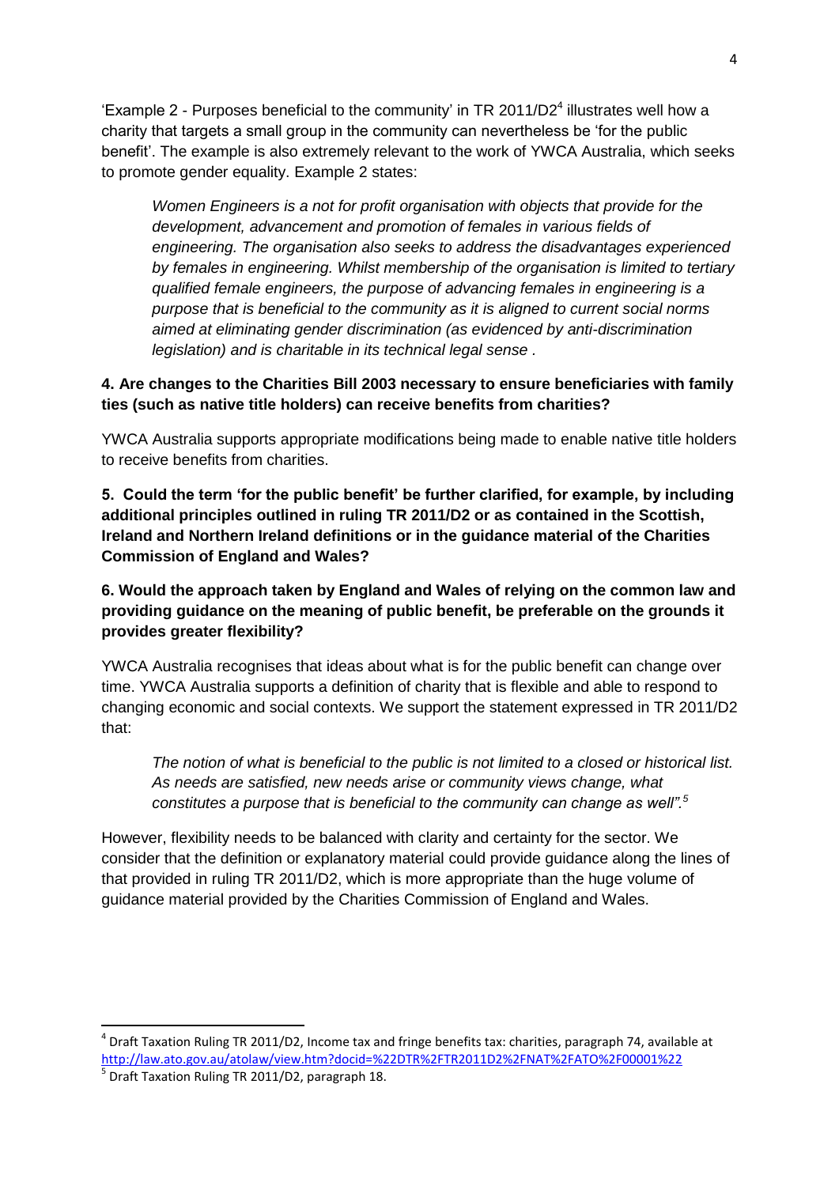'Example 2 - Purposes beneficial to the community' in TR 2011/D2[4] illustrates well how a charity that targets a small group in the community can nevertheless be 'for the public benefit'. The example is also extremely relevant to the work of YWCA Australia, which seeks to promote gender equality. Example 2 states:

> *Women Engineers is a not for profit organisation with objects that provide for the development, advancement and promotion of females in various fields of engineering. The organisation also seeks to address the disadvantages experienced by females in engineering. Whilst membership of the organisation is limited to tertiary qualified female engineers, the purpose of advancing females in engineering is a purpose that is beneficial to the community as it is aligned to current social norms aimed at eliminating gender discrimination (as evidenced by anti-discrimination legislation) and is charitable in its technical legal sense .*

**4. Are changes to the Charities Bill 2003 necessary to ensure beneficiaries with family ties (such as native title holders) can receive benefits from charities?**

YWCA Australia supports appropriate modifications being made to enable native title holders to receive benefits from charities.

**5. Could the term 'for the public benefit' be further clarified, for example, by including additional principles outlined in ruling TR 2011/D2 or as contained in the Scottish, Ireland and Northern Ireland definitions or in the guidance material of the Charities Commission of England and Wales?**

**6. Would the approach taken by England and Wales of relying on the common law and providing guidance on the meaning of public benefit, be preferable on the grounds it provides greater flexibility?**

YWCA Australia recognises that ideas about what is for the public benefit can change over time. YWCA Australia supports a definition of charity that is flexible and able to respond to changing economic and social contexts. We support the statement expressed in TR 2011/D2 that:

> *The notion of what is beneficial to the public is not limited to a closed or historical list. As needs are satisfied, new needs arise or community views change, what constitutes a purpose that is beneficial to the community can change as well".*[5]

However, flexibility needs to be balanced with clarity and certainty for the sector. We consider that the definition or explanatory material could provide guidance along the lines of that provided in ruling TR 2011/D2, which is more appropriate than the huge volume of guidance material provided by the Charities Commission of England and Wales.

---

[4] Draft Taxation Ruling TR 2011/D2, Income tax and fringe benefits tax: charities, paragraph 74, available at http://law.ato.gov.au/atolaw/view.htm?docid=%22DTR%2FTR2011D2%2FNAT%2FATO%2F00001%22

[5] Draft Taxation Ruling TR 2011/D2, paragraph 18.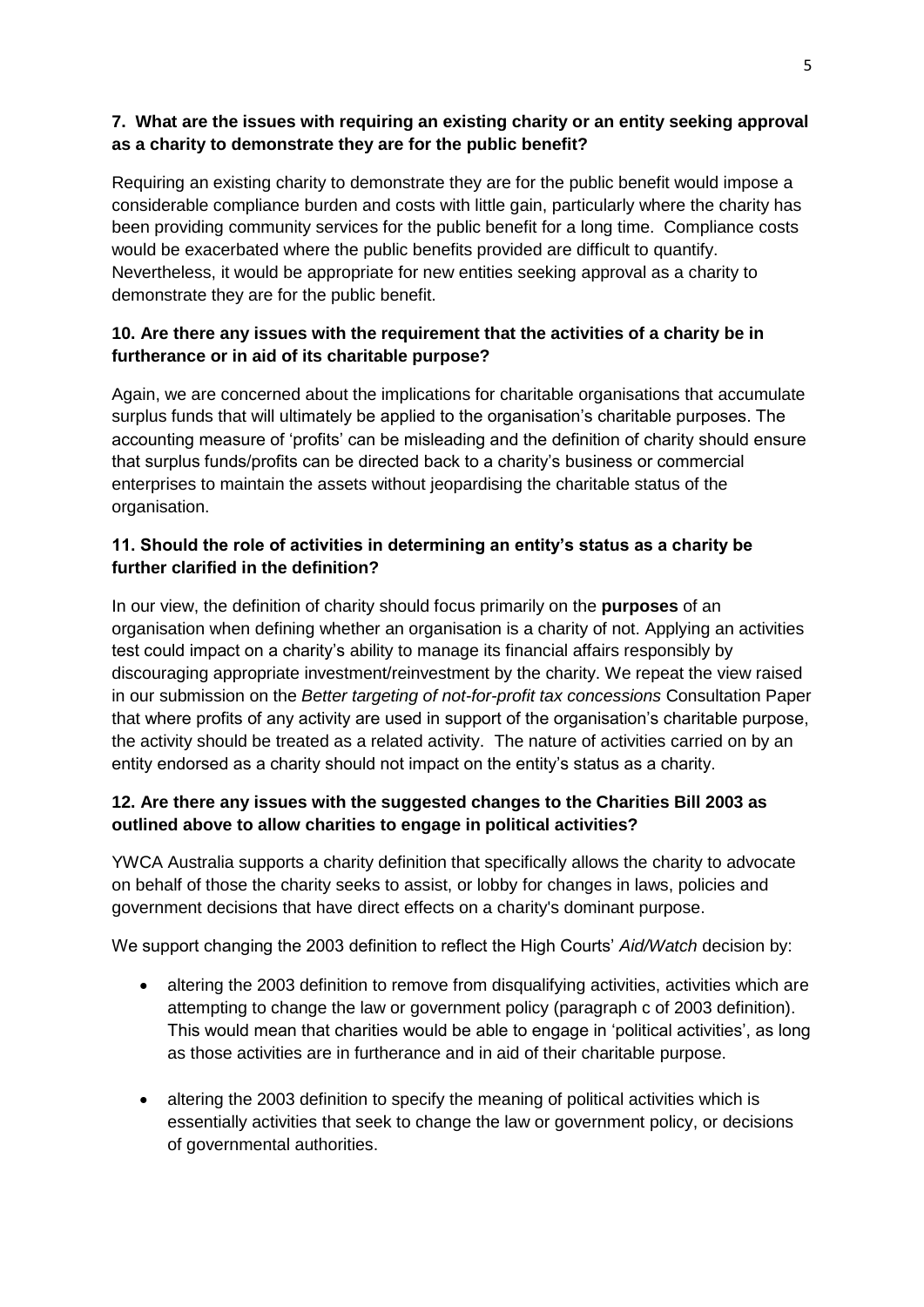**7. What are the issues with requiring an existing charity or an entity seeking approval as a charity to demonstrate they are for the public benefit?**

Requiring an existing charity to demonstrate they are for the public benefit would impose a considerable compliance burden and costs with little gain, particularly where the charity has been providing community services for the public benefit for a long time. Compliance costs would be exacerbated where the public benefits provided are difficult to quantify. Nevertheless, it would be appropriate for new entities seeking approval as a charity to demonstrate they are for the public benefit.

**10. Are there any issues with the requirement that the activities of a charity be in furtherance or in aid of its charitable purpose?**

Again, we are concerned about the implications for charitable organisations that accumulate surplus funds that will ultimately be applied to the organisation's charitable purposes. The accounting measure of 'profits' can be misleading and the definition of charity should ensure that surplus funds/profits can be directed back to a charity's business or commercial enterprises to maintain the assets without jeopardising the charitable status of the organisation.

**11. Should the role of activities in determining an entity's status as a charity be further clarified in the definition?**

In our view, the definition of charity should focus primarily on the **purposes** of an organisation when defining whether an organisation is a charity of not. Applying an activities test could impact on a charity's ability to manage its financial affairs responsibly by discouraging appropriate investment/reinvestment by the charity. We repeat the view raised in our submission on the *Better targeting of not-for-profit tax concessions* Consultation Paper that where profits of any activity are used in support of the organisation's charitable purpose, the activity should be treated as a related activity. The nature of activities carried on by an entity endorsed as a charity should not impact on the entity's status as a charity.

**12. Are there any issues with the suggested changes to the Charities Bill 2003 as outlined above to allow charities to engage in political activities?**

YWCA Australia supports a charity definition that specifically allows the charity to advocate on behalf of those the charity seeks to assist, or lobby for changes in laws, policies and government decisions that have direct effects on a charity's dominant purpose.

We support changing the 2003 definition to reflect the High Courts' *Aid/Watch* decision by:

- altering the 2003 definition to remove from disqualifying activities, activities which are attempting to change the law or government policy (paragraph c of 2003 definition). This would mean that charities would be able to engage in 'political activities', as long as those activities are in furtherance and in aid of their charitable purpose.

- altering the 2003 definition to specify the meaning of political activities which is essentially activities that seek to change the law or government policy, or decisions of governmental authorities.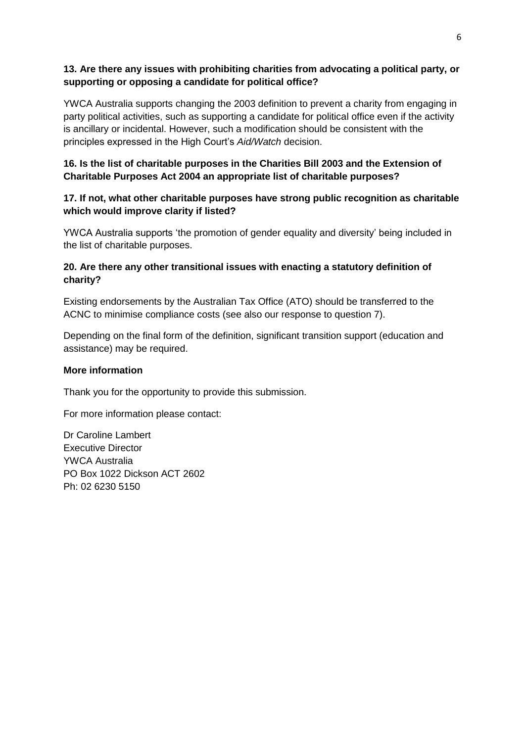**13. Are there any issues with prohibiting charities from advocating a political party, or supporting or opposing a candidate for political office?**

YWCA Australia supports changing the 2003 definition to prevent a charity from engaging in party political activities, such as supporting a candidate for political office even if the activity is ancillary or incidental. However, such a modification should be consistent with the principles expressed in the High Court's *Aid/Watch* decision.

**16. Is the list of charitable purposes in the Charities Bill 2003 and the Extension of Charitable Purposes Act 2004 an appropriate list of charitable purposes?**

**17. If not, what other charitable purposes have strong public recognition as charitable which would improve clarity if listed?**

YWCA Australia supports 'the promotion of gender equality and diversity' being included in the list of charitable purposes.

**20. Are there any other transitional issues with enacting a statutory definition of charity?**

Existing endorsements by the Australian Tax Office (ATO) should be transferred to the ACNC to minimise compliance costs (see also our response to question 7).

Depending on the final form of the definition, significant transition support (education and assistance) may be required.

**More information**

Thank you for the opportunity to provide this submission.

For more information please contact:

Dr Caroline Lambert  
Executive Director  
YWCA Australia  
PO Box 1022 Dickson ACT 2602  
Ph: 02 6230 5150